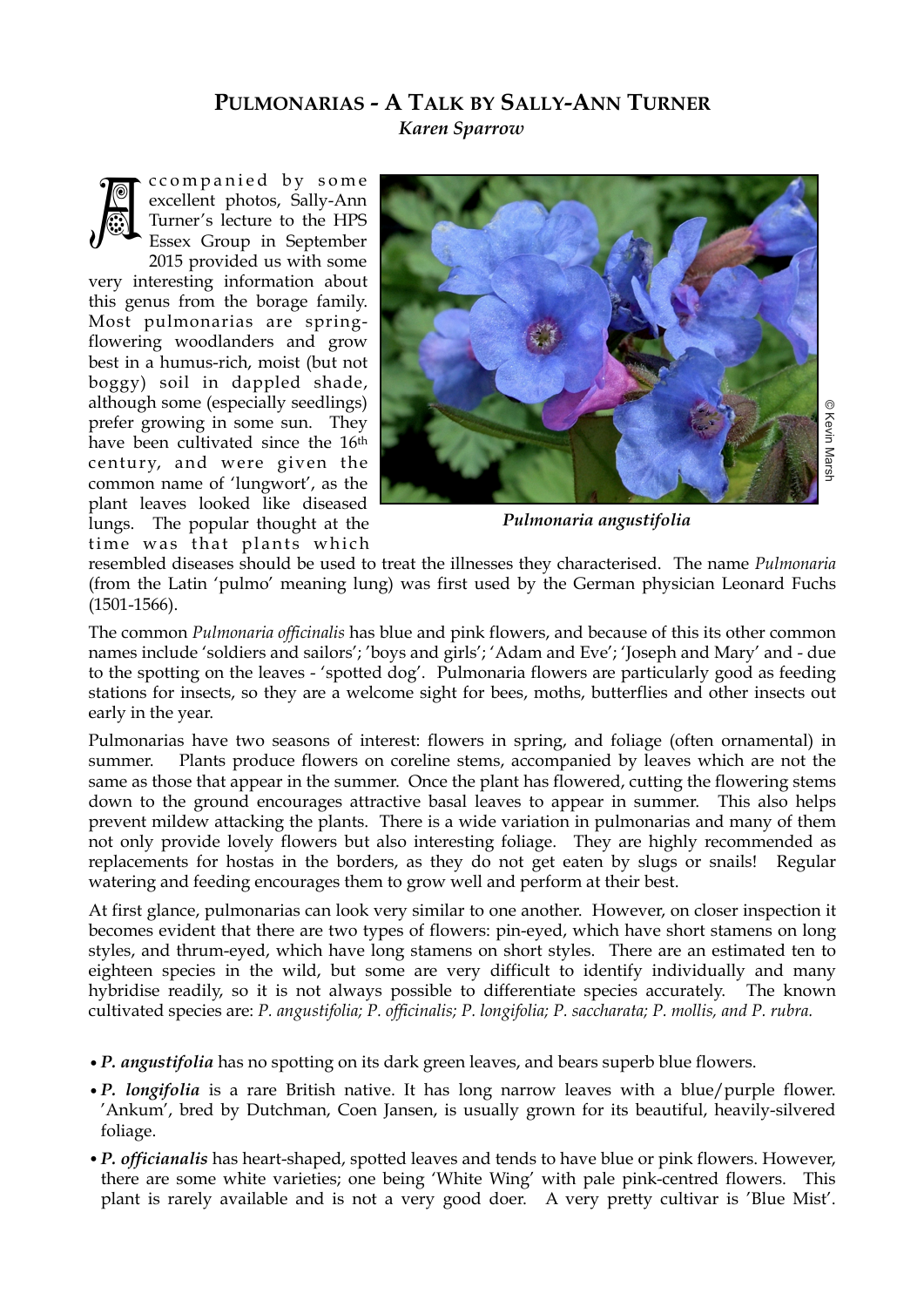## PULMONARIAS - A TALK BY SALLY-ANN TURNER

*Karen Sparrow*

Accompanied by some excellent photos, Sally-Ann Turner's lecture to the HPS Essex Group in September 2015 provided us with some very interesting information about this genus from the borage family. Most pulmonarias are spring-flowering woodlanders and grow best in a humus-rich, moist (but not boggy) soil in dappled shade, although some (especially seedlings) prefer growing in some sun. They have been cultivated since the 16th century, and were given the common name of 'lungwort', as the plant leaves looked like diseased lungs. The popular thought at the time was that plants which resembled diseases should be used to treat the illnesses they characterised. The name *Pulmonaria* (from the Latin 'pulmo' meaning lung) was first used by the German physician Leonard Fuchs (1501-1566).

© Kevin Marsh

***Pulmonaria angustifolia***

The common *Pulmonaria officinalis* has blue and pink flowers, and because of this its other common names include 'soldiers and sailors'; 'boys and girls'; 'Adam and Eve'; 'Joseph and Mary' and - due to the spotting on the leaves - 'spotted dog'. Pulmonaria flowers are particularly good as feeding stations for insects, so they are a welcome sight for bees, moths, butterflies and other insects out early in the year.

Pulmonarias have two seasons of interest: flowers in spring, and foliage (often ornamental) in summer. Plants produce flowers on coreline stems, accompanied by leaves which are not the same as those that appear in the summer. Once the plant has flowered, cutting the flowering stems down to the ground encourages attractive basal leaves to appear in summer. This also helps prevent mildew attacking the plants. There is a wide variation in pulmonarias and many of them not only provide lovely flowers but also interesting foliage. They are highly recommended as replacements for hostas in the borders, as they do not get eaten by slugs or snails! Regular watering and feeding encourages them to grow well and perform at their best.

At first glance, pulmonarias can look very similar to one another. However, on closer inspection it becomes evident that there are two types of flowers: pin-eyed, which have short stamens on long styles, and thrum-eyed, which have long stamens on short styles. There are an estimated ten to eighteen species in the wild, but some are very difficult to identify individually and many hybridise readily, so it is not always possible to differentiate species accurately. The known cultivated species are: *P. angustifolia; P. officinalis; P. longifolia; P. saccharata; P. mollis, and P. rubra.*

- ***P. angustifolia*** has no spotting on its dark green leaves, and bears superb blue flowers.
- ***P. longifolia*** is a rare British native. It has long narrow leaves with a blue/purple flower. 'Ankum', bred by Dutchman, Coen Jansen, is usually grown for its beautiful, heavily-silvered foliage.
- ***P. officianalis*** has heart-shaped, spotted leaves and tends to have blue or pink flowers. However, there are some white varieties; one being 'White Wing' with pale pink-centred flowers. This plant is rarely available and is not a very good doer. A very pretty cultivar is 'Blue Mist'.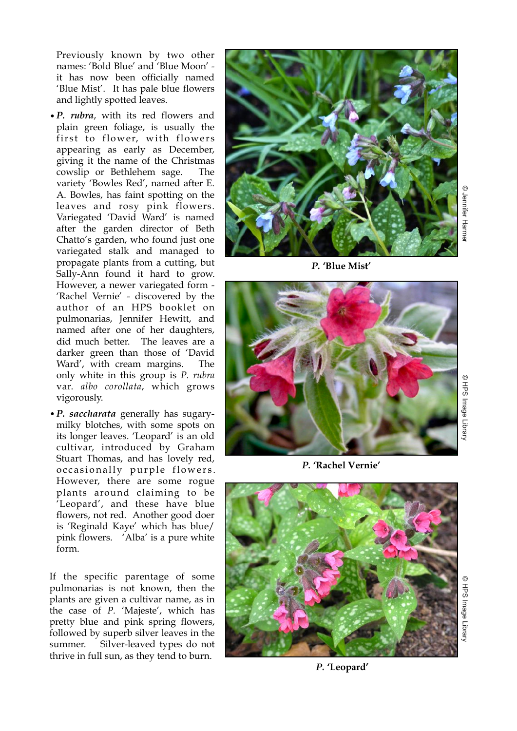Previously known by two other names: 'Bold Blue' and 'Blue Moon' - it has now been officially named 'Blue Mist'. It has pale blue flowers and lightly spotted leaves.

- ***P. rubra***, with its red flowers and plain green foliage, is usually the first to flower, with flowers appearing as early as December, giving it the name of the Christmas cowslip or Bethlehem sage. The variety 'Bowles Red', named after E. A. Bowles, has faint spotting on the leaves and rosy pink flowers. Variegated 'David Ward' is named after the garden director of Beth Chatto's garden, who found just one variegated stalk and managed to propagate plants from a cutting, but Sally-Ann found it hard to grow. However, a newer variegated form - 'Rachel Vernie' - discovered by the author of an HPS booklet on pulmonarias, Jennifer Hewitt, and named after one of her daughters, did much better. The leaves are a darker green than those of 'David Ward', with cream margins. The only white in this group is *P. rubra* var. *albo corollata*, which grows vigorously.

- ***P. saccharata*** generally has sugary-milky blotches, with some spots on its longer leaves. 'Leopard' is an old cultivar, introduced by Graham Stuart Thomas, and has lovely red, occasionally purple flowers. However, there are some rogue plants around claiming to be 'Leopard', and these have blue flowers, not red. Another good doer is 'Reginald Kaye' which has blue/pink flowers. 'Alba' is a pure white form.

If the specific parentage of some pulmonarias is not known, then the plants are given a cultivar name, as in the case of *P.* 'Majeste', which has pretty blue and pink spring flowers, followed by superb silver leaves in the summer. Silver-leaved types do not thrive in full sun, as they tend to burn.

***P.* 'Blue Mist'**

© Jennifer Harmer

***P.* 'Rachel Vernie'**

© HPS Image Library

***P.* 'Leopard'**

© HPS Image Library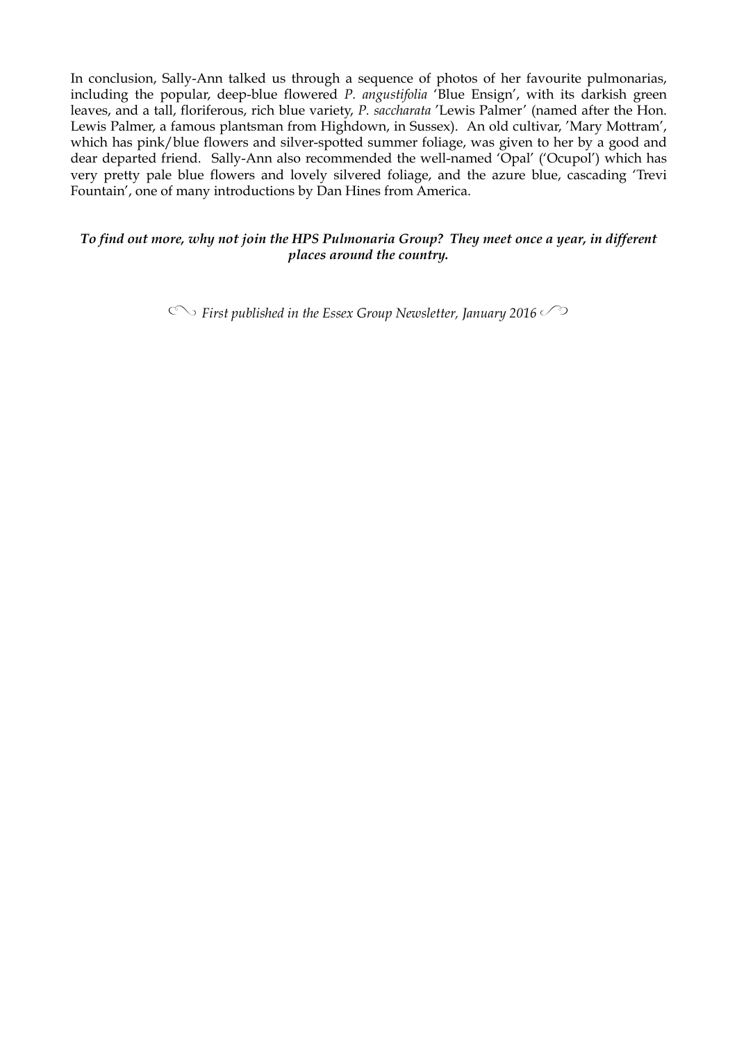In conclusion, Sally-Ann talked us through a sequence of photos of her favourite pulmonarias, including the popular, deep-blue flowered *P. angustifolia* 'Blue Ensign', with its darkish green leaves, and a tall, floriferous, rich blue variety, *P. saccharata* 'Lewis Palmer' (named after the Hon. Lewis Palmer, a famous plantsman from Highdown, in Sussex). An old cultivar, 'Mary Mottram', which has pink/blue flowers and silver-spotted summer foliage, was given to her by a good and dear departed friend. Sally-Ann also recommended the well-named 'Opal' ('Ocupol') which has very pretty pale blue flowers and lovely silvered foliage, and the azure blue, cascading 'Trevi Fountain', one of many introductions by Dan Hines from America.

***To find out more, why not join the HPS Pulmonaria Group? They meet once a year, in different places around the country.***

*First published in the Essex Group Newsletter, January 2016*